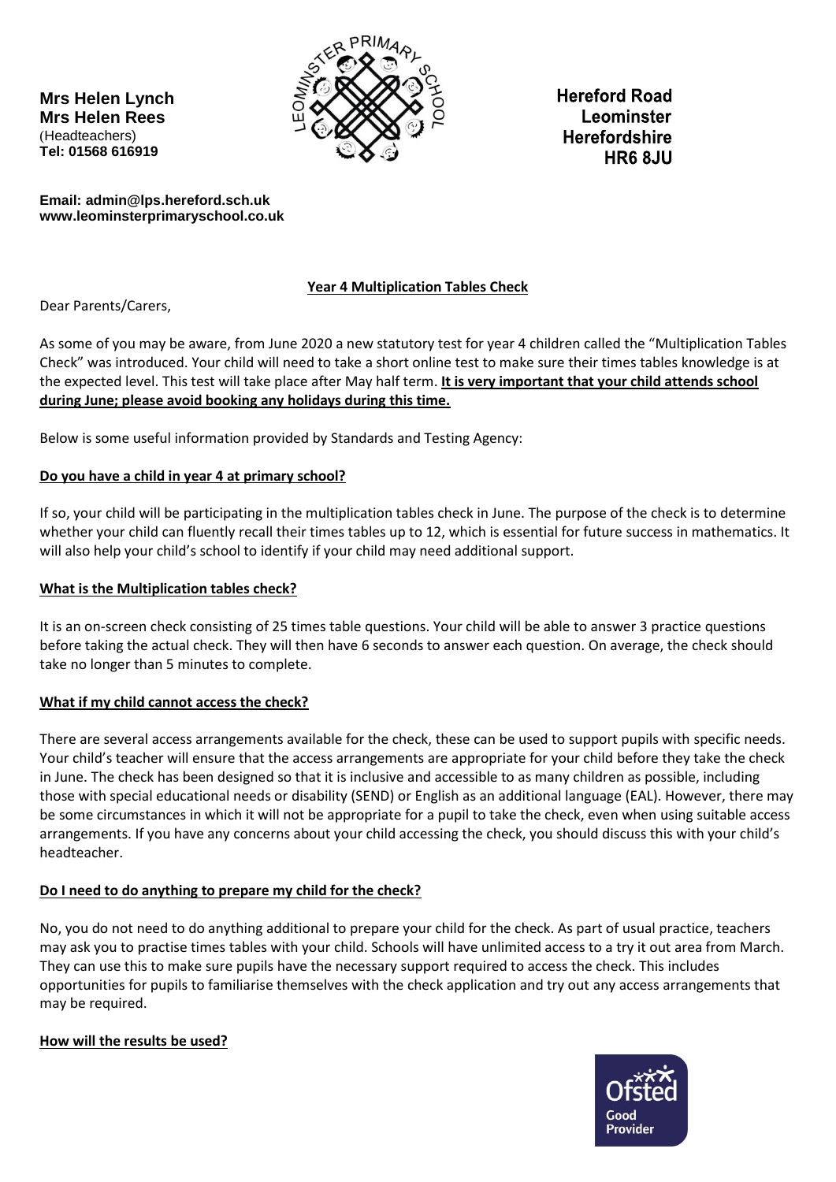**Mrs Helen Lynch**
**Mrs Helen Rees**
(Headteachers)
**Tel: 01568 616919**

**Hereford Road**
**Leominster**
**Herefordshire**
**HR6 8JU**

**Email: admin@lps.hereford.sch.uk**
**www.leominsterprimaryschool.co.uk**

## Year 4 Multiplication Tables Check

Dear Parents/Carers,

As some of you may be aware, from June 2020 a new statutory test for year 4 children called the "Multiplication Tables Check" was introduced. Your child will need to take a short online test to make sure their times tables knowledge is at the expected level. This test will take place after May half term. **It is very important that your child attends school during June; please avoid booking any holidays during this time.**

Below is some useful information provided by Standards and Testing Agency:

### Do you have a child in year 4 at primary school?

If so, your child will be participating in the multiplication tables check in June. The purpose of the check is to determine whether your child can fluently recall their times tables up to 12, which is essential for future success in mathematics. It will also help your child's school to identify if your child may need additional support.

### What is the Multiplication tables check?

It is an on-screen check consisting of 25 times table questions. Your child will be able to answer 3 practice questions before taking the actual check. They will then have 6 seconds to answer each question. On average, the check should take no longer than 5 minutes to complete.

### What if my child cannot access the check?

There are several access arrangements available for the check, these can be used to support pupils with specific needs. Your child's teacher will ensure that the access arrangements are appropriate for your child before they take the check in June. The check has been designed so that it is inclusive and accessible to as many children as possible, including those with special educational needs or disability (SEND) or English as an additional language (EAL). However, there may be some circumstances in which it will not be appropriate for a pupil to take the check, even when using suitable access arrangements. If you have any concerns about your child accessing the check, you should discuss this with your child's headteacher.

### Do I need to do anything to prepare my child for the check?

No, you do not need to do anything additional to prepare your child for the check. As part of usual practice, teachers may ask you to practise times tables with your child. Schools will have unlimited access to a try it out area from March. They can use this to make sure pupils have the necessary support required to access the check. This includes opportunities for pupils to familiarise themselves with the check application and try out any access arrangements that may be required.

### How will the results be used?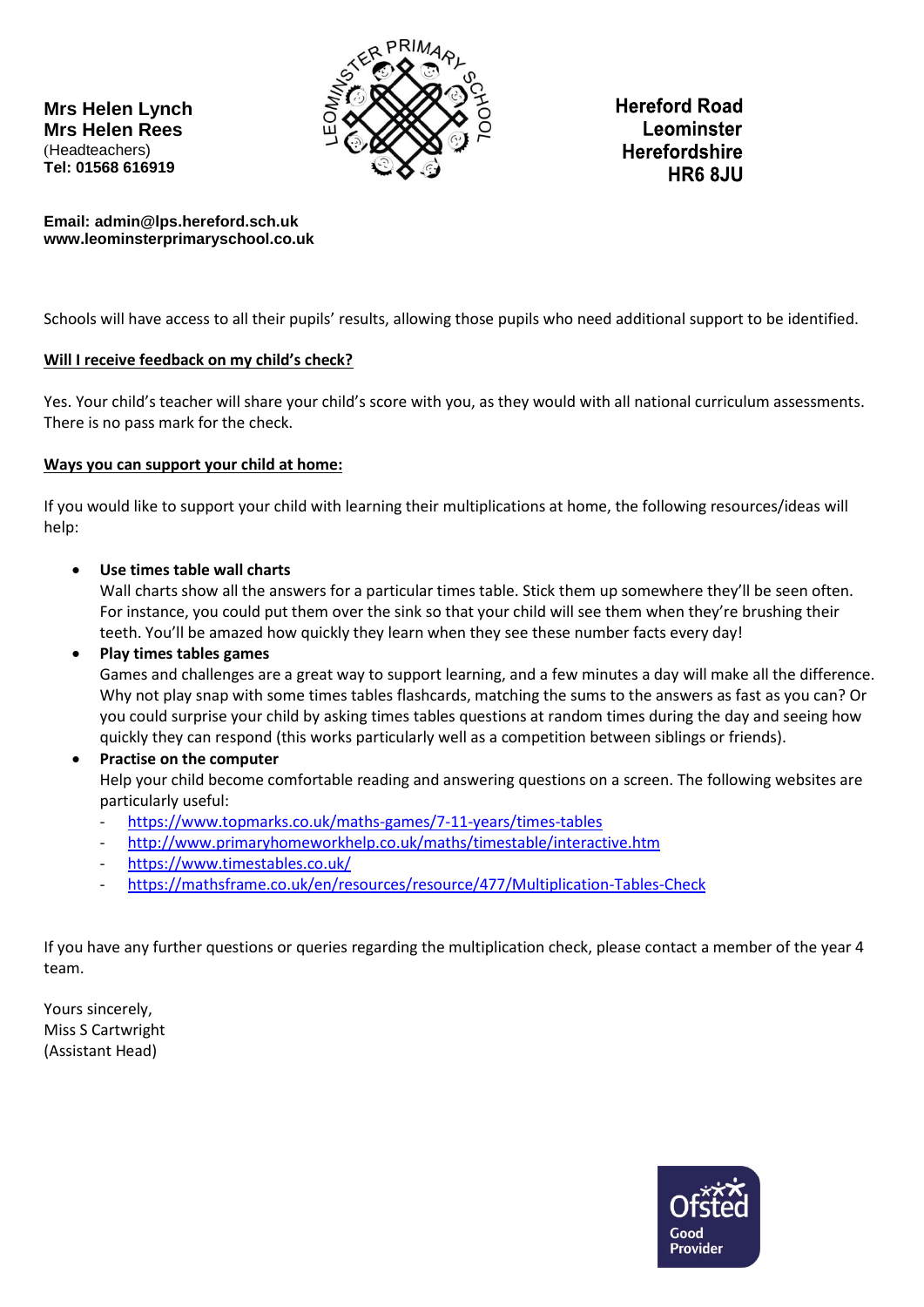**Mrs Helen Lynch**
**Mrs Helen Rees**
(Headteachers)
**Tel: 01568 616919**

**Hereford Road**
**Leominster**
**Herefordshire**
**HR6 8JU**

**Email: admin@lps.hereford.sch.uk**
**www.leominsterprimaryschool.co.uk**

Schools will have access to all their pupils' results, allowing those pupils who need additional support to be identified.

**Will I receive feedback on my child's check?**

Yes. Your child's teacher will share your child's score with you, as they would with all national curriculum assessments. There is no pass mark for the check.

**Ways you can support your child at home:**

If you would like to support your child with learning their multiplications at home, the following resources/ideas will help:

- **Use times table wall charts**
  Wall charts show all the answers for a particular times table. Stick them up somewhere they'll be seen often. For instance, you could put them over the sink so that your child will see them when they're brushing their teeth. You'll be amazed how quickly they learn when they see these number facts every day!
- **Play times tables games**
  Games and challenges are a great way to support learning, and a few minutes a day will make all the difference. Why not play snap with some times tables flashcards, matching the sums to the answers as fast as you can? Or you could surprise your child by asking times tables questions at random times during the day and seeing how quickly they can respond (this works particularly well as a competition between siblings or friends).
- **Practise on the computer**
  Help your child become comfortable reading and answering questions on a screen. The following websites are particularly useful:
  - https://www.topmarks.co.uk/maths-games/7-11-years/times-tables
  - http://www.primaryhomeworkhelp.co.uk/maths/timestable/interactive.htm
  - https://www.timestables.co.uk/
  - https://mathsframe.co.uk/en/resources/resource/477/Multiplication-Tables-Check

If you have any further questions or queries regarding the multiplication check, please contact a member of the year 4 team.

Yours sincerely,
Miss S Cartwright
(Assistant Head)

Ofsted Good Provider